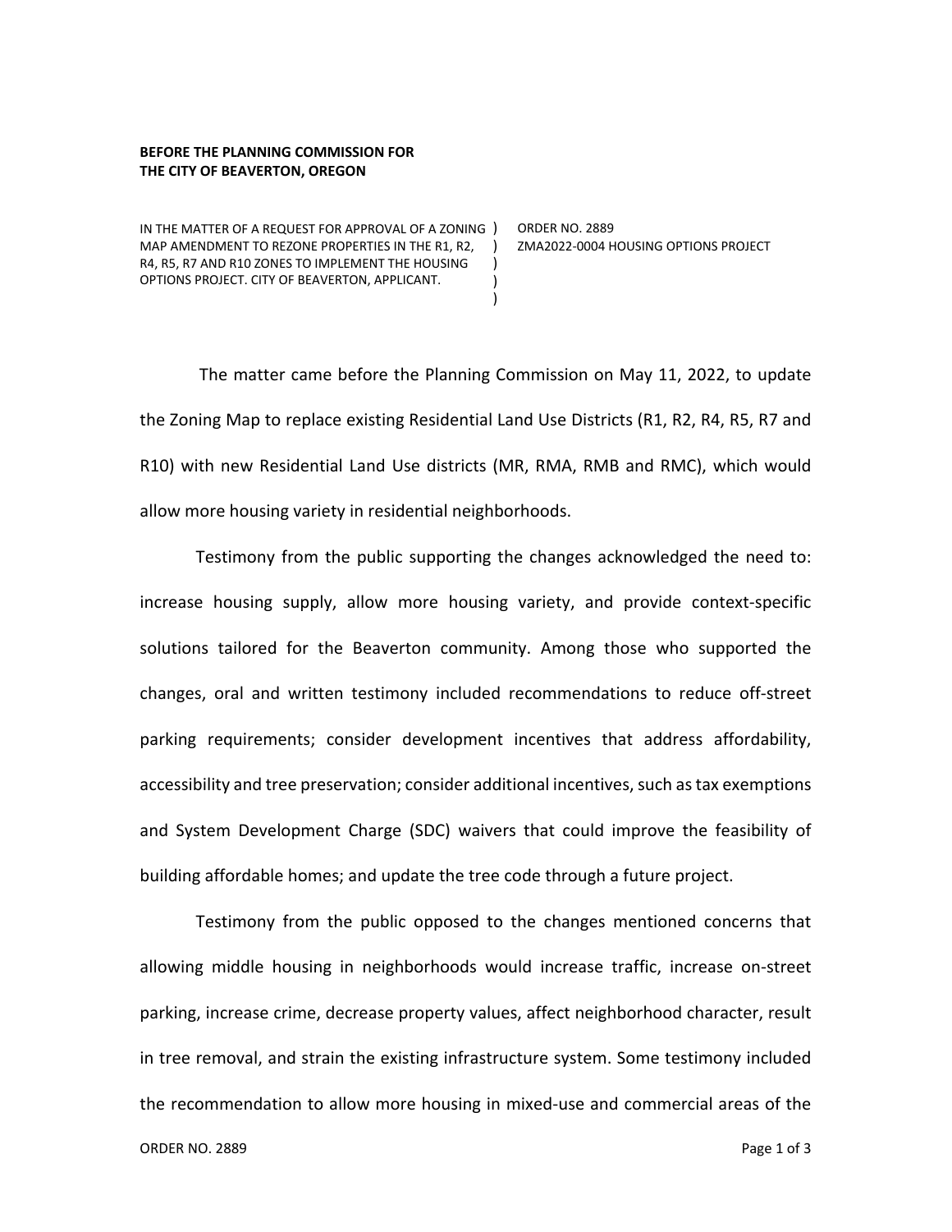**BEFORE THE PLANNING COMMISSION FOR THE CITY OF BEAVERTON, OREGON**

| | |
|---|---|
| IN THE MATTER OF A REQUEST FOR APPROVAL OF A ZONING MAP AMENDMENT TO REZONE PROPERTIES IN THE R1, R2, R4, R5, R7 AND R10 ZONES TO IMPLEMENT THE HOUSING OPTIONS PROJECT. CITY OF BEAVERTON, APPLICANT. | ORDER NO. 2889<br>ZMA2022-0004 HOUSING OPTIONS PROJECT |

The matter came before the Planning Commission on May 11, 2022, to update the Zoning Map to replace existing Residential Land Use Districts (R1, R2, R4, R5, R7 and R10) with new Residential Land Use districts (MR, RMA, RMB and RMC), which would allow more housing variety in residential neighborhoods.

Testimony from the public supporting the changes acknowledged the need to: increase housing supply, allow more housing variety, and provide context-specific solutions tailored for the Beaverton community. Among those who supported the changes, oral and written testimony included recommendations to reduce off-street parking requirements; consider development incentives that address affordability, accessibility and tree preservation; consider additional incentives, such as tax exemptions and System Development Charge (SDC) waivers that could improve the feasibility of building affordable homes; and update the tree code through a future project.

Testimony from the public opposed to the changes mentioned concerns that allowing middle housing in neighborhoods would increase traffic, increase on-street parking, increase crime, decrease property values, affect neighborhood character, result in tree removal, and strain the existing infrastructure system. Some testimony included the recommendation to allow more housing in mixed-use and commercial areas of the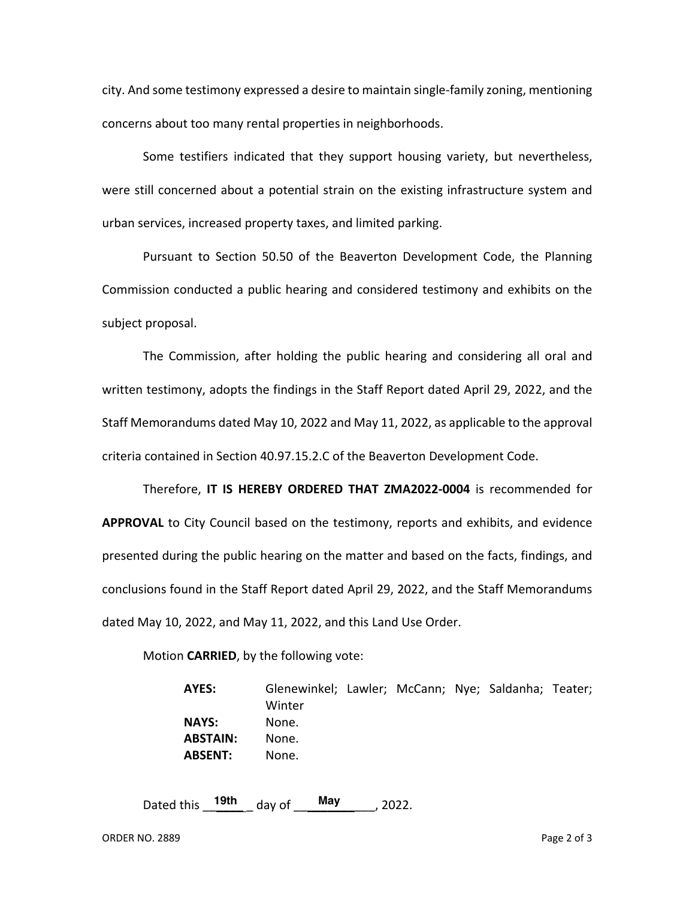city. And some testimony expressed a desire to maintain single-family zoning, mentioning concerns about too many rental properties in neighborhoods.

Some testifiers indicated that they support housing variety, but nevertheless, were still concerned about a potential strain on the existing infrastructure system and urban services, increased property taxes, and limited parking.

Pursuant to Section 50.50 of the Beaverton Development Code, the Planning Commission conducted a public hearing and considered testimony and exhibits on the subject proposal.

The Commission, after holding the public hearing and considering all oral and written testimony, adopts the findings in the Staff Report dated April 29, 2022, and the Staff Memorandums dated May 10, 2022 and May 11, 2022, as applicable to the approval criteria contained in Section 40.97.15.2.C of the Beaverton Development Code.

Therefore, **IT IS HEREBY ORDERED THAT ZMA2022-0004** is recommended for **APPROVAL** to City Council based on the testimony, reports and exhibits, and evidence presented during the public hearing on the matter and based on the facts, findings, and conclusions found in the Staff Report dated April 29, 2022, and the Staff Memorandums dated May 10, 2022, and May 11, 2022, and this Land Use Order.

Motion **CARRIED**, by the following vote:

| | |
|---|---|
| **AYES:** | Glenewinkel; Lawler; McCann; Nye; Saldanha; Teater; Winter |
| **NAYS:** | None. |
| **ABSTAIN:** | None. |
| **ABSENT:** | None. |

Dated this 19th day of May, 2022.

ORDER NO. 2889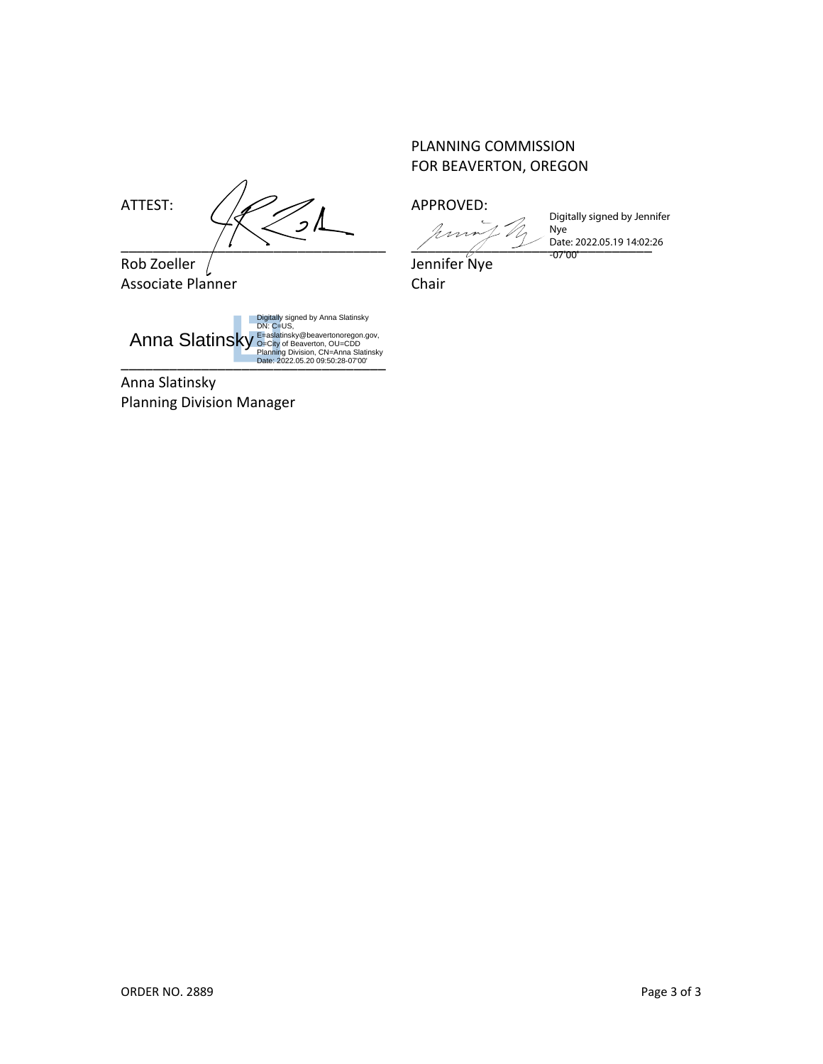PLANNING COMMISSION
FOR BEAVERTON, OREGON

ATTEST:

Rob Zoeller
Associate Planner

APPROVED:

Digitally signed by Jennifer Nye
Date: 2022.05.19 14:02:26 -07'00'

Jennifer Nye
Chair

Anna Slatinsky

Digitally signed by Anna Slatinsky
DN: C=US, E=aslatinsky@beavertonoregon.gov, O=City of Beaverton, OU=CDD Planning Division, CN=Anna Slatinsky
Date: 2022.05.20 09:50:28-07'00'

Anna Slatinsky
Planning Division Manager

ORDER NO. 2889